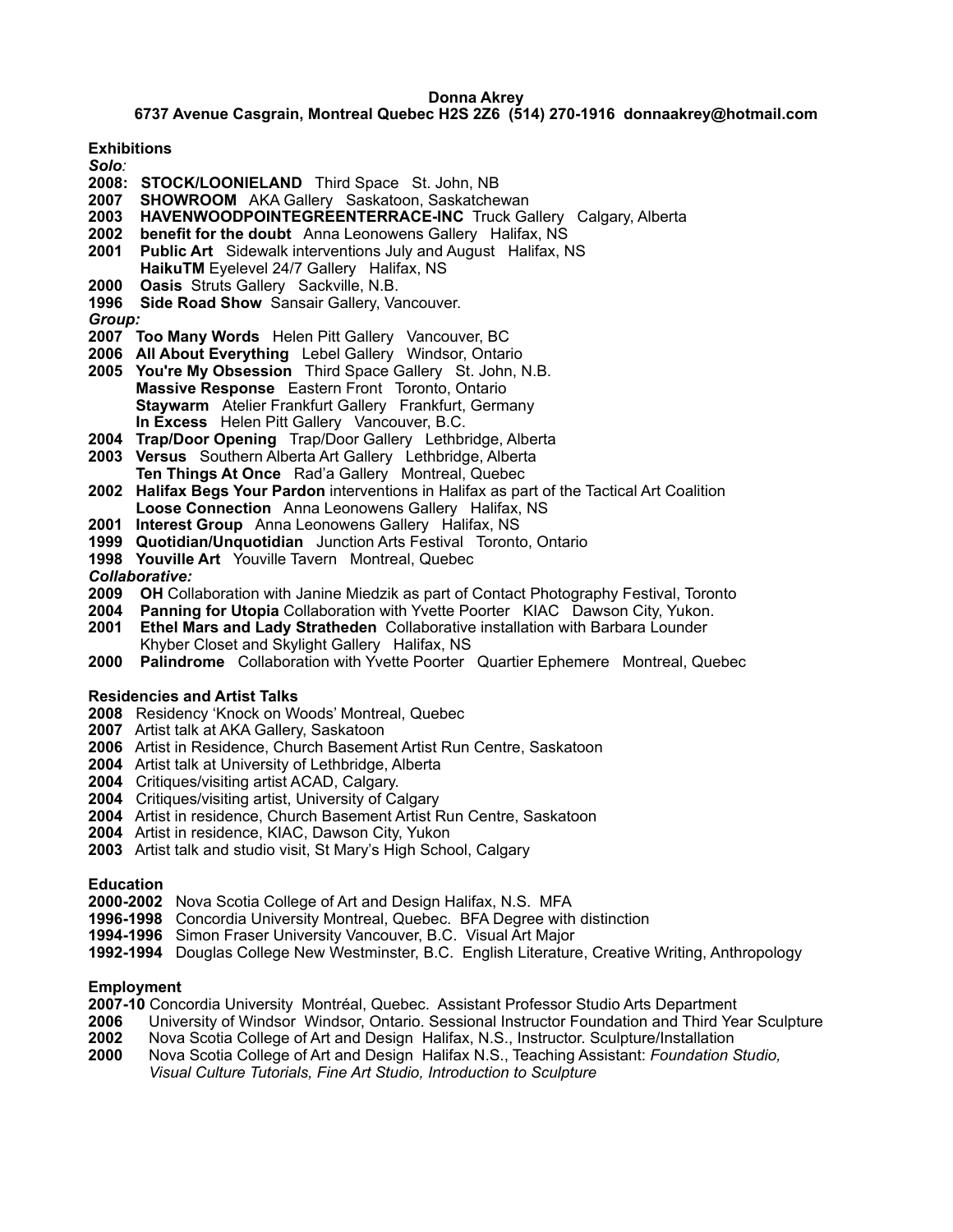**Donna Akrey**

**6737 Avenue Casgrain, Montreal Quebec H2S 2Z6 (514) 270-1916 donnaakrey@hotmail.com**

**Exhibitions**

***Solo:***

**2008: STOCK/LOONIELAND** Third Space St. John, NB
**2007 SHOWROOM** AKA Gallery Saskatoon, Saskatchewan
**2003 HAVENWOODPOINTEGREENTERRACE-INC** Truck Gallery Calgary, Alberta
**2002 benefit for the doubt** Anna Leonowens Gallery Halifax, NS
**2001 Public Art** Sidewalk interventions July and August Halifax, NS
**HaikuTM** Eyelevel 24/7 Gallery Halifax, NS
**2000 Oasis** Struts Gallery Sackville, N.B.
**1996 Side Road Show** Sansair Gallery, Vancouver.

***Group:***

**2007 Too Many Words** Helen Pitt Gallery Vancouver, BC
**2006 All About Everything** Lebel Gallery Windsor, Ontario
**2005 You're My Obsession** Third Space Gallery St. John, N.B.
**Massive Response** Eastern Front Toronto, Ontario
**Staywarm** Atelier Frankfurt Gallery Frankfurt, Germany
**In Excess** Helen Pitt Gallery Vancouver, B.C.
**2004 Trap/Door Opening** Trap/Door Gallery Lethbridge, Alberta
**2003 Versus** Southern Alberta Art Gallery Lethbridge, Alberta
**Ten Things At Once** Rad'a Gallery Montreal, Quebec
**2002 Halifax Begs Your Pardon** interventions in Halifax as part of the Tactical Art Coalition
**Loose Connection** Anna Leonowens Gallery Halifax, NS
**2001 Interest Group** Anna Leonowens Gallery Halifax, NS
**1999 Quotidian/Unquotidian** Junction Arts Festival Toronto, Ontario
**1998 Youville Art** Youville Tavern Montreal, Quebec

***Collaborative:***

**2009 OH** Collaboration with Janine Miedzik as part of Contact Photography Festival, Toronto
**2004 Panning for Utopia** Collaboration with Yvette Poorter KIAC Dawson City, Yukon.
**2001 Ethel Mars and Lady Stratheden** Collaborative installation with Barbara Lounder
Khyber Closet and Skylight Gallery Halifax, NS
**2000 Palindrome** Collaboration with Yvette Poorter Quartier Ephemere Montreal, Quebec

**Residencies and Artist Talks**

**2008** Residency 'Knock on Woods' Montreal, Quebec
**2007** Artist talk at AKA Gallery, Saskatoon
**2006** Artist in Residence, Church Basement Artist Run Centre, Saskatoon
**2004** Artist talk at University of Lethbridge, Alberta
**2004** Critiques/visiting artist ACAD, Calgary.
**2004** Critiques/visiting artist, University of Calgary
**2004** Artist in residence, Church Basement Artist Run Centre, Saskatoon
**2004** Artist in residence, KIAC, Dawson City, Yukon
**2003** Artist talk and studio visit, St Mary's High School, Calgary

**Education**

**2000-2002** Nova Scotia College of Art and Design Halifax, N.S. MFA
**1996-1998** Concordia University Montreal, Quebec. BFA Degree with distinction
**1994-1996** Simon Fraser University Vancouver, B.C. Visual Art Major
**1992-1994** Douglas College New Westminster, B.C. English Literature, Creative Writing, Anthropology

**Employment**

**2007-10** Concordia University Montréal, Quebec. Assistant Professor Studio Arts Department
**2006** University of Windsor Windsor, Ontario. Sessional Instructor Foundation and Third Year Sculpture
**2002** Nova Scotia College of Art and Design Halifax, N.S., Instructor. Sculpture/Installation
**2000** Nova Scotia College of Art and Design Halifax N.S., Teaching Assistant: *Foundation Studio, Visual Culture Tutorials, Fine Art Studio, Introduction to Sculpture*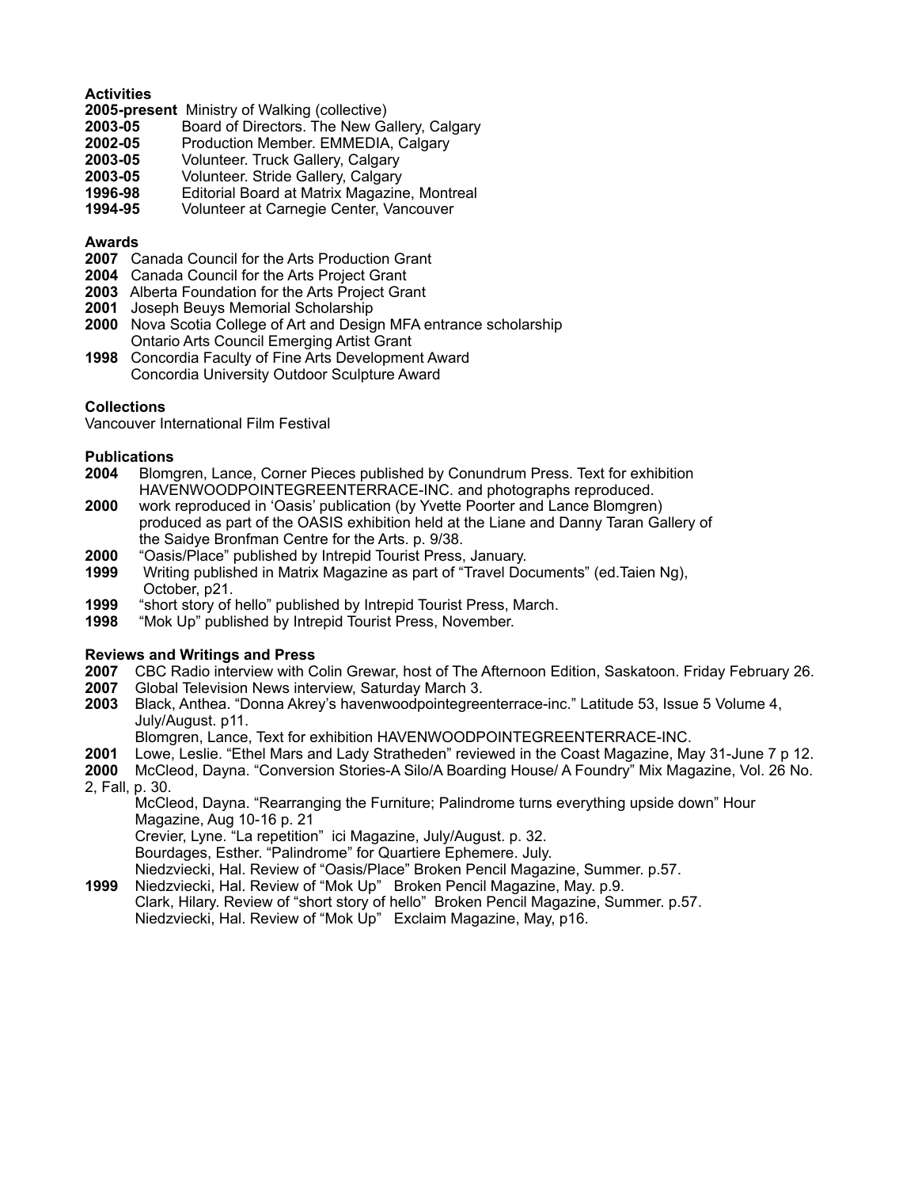**Activities**

**2005-present** Ministry of Walking (collective)
**2003-05** Board of Directors. The New Gallery, Calgary
**2002-05** Production Member. EMMEDIA, Calgary
**2003-05** Volunteer. Truck Gallery, Calgary
**2003-05** Volunteer. Stride Gallery, Calgary
**1996-98** Editorial Board at Matrix Magazine, Montreal
**1994-95** Volunteer at Carnegie Center, Vancouver

**Awards**

**2007** Canada Council for the Arts Production Grant
**2004** Canada Council for the Arts Project Grant
**2003** Alberta Foundation for the Arts Project Grant
**2001** Joseph Beuys Memorial Scholarship
**2000** Nova Scotia College of Art and Design MFA entrance scholarship
Ontario Arts Council Emerging Artist Grant
**1998** Concordia Faculty of Fine Arts Development Award
Concordia University Outdoor Sculpture Award

**Collections**

Vancouver International Film Festival

**Publications**

**2004** Blomgren, Lance, Corner Pieces published by Conundrum Press. Text for exhibition HAVENWOODPOINTEGREENTERRACE-INC. and photographs reproduced.
**2000** work reproduced in 'Oasis' publication (by Yvette Poorter and Lance Blomgren) produced as part of the OASIS exhibition held at the Liane and Danny Taran Gallery of the Saidye Bronfman Centre for the Arts. p. 9/38.
**2000** "Oasis/Place" published by Intrepid Tourist Press, January.
**1999** Writing published in Matrix Magazine as part of "Travel Documents" (ed.Taien Ng), October, p21.
**1999** "short story of hello" published by Intrepid Tourist Press, March.
**1998** "Mok Up" published by Intrepid Tourist Press, November.

**Reviews and Writings and Press**

**2007** CBC Radio interview with Colin Grewar, host of The Afternoon Edition, Saskatoon. Friday February 26.
**2007** Global Television News interview, Saturday March 3.
**2003** Black, Anthea. "Donna Akrey's havenwoodpointegreenterrace-inc." Latitude 53, Issue 5 Volume 4, July/August. p11.
Blomgren, Lance, Text for exhibition HAVENWOODPOINTEGREENTERRACE-INC.
**2001** Lowe, Leslie. "Ethel Mars and Lady Stratheden" reviewed in the Coast Magazine, May 31-June 7 p 12.
**2000** McCleod, Dayna. "Conversion Stories-A Silo/A Boarding House/ A Foundry" Mix Magazine, Vol. 26 No. 2, Fall, p. 30.
McCleod, Dayna. "Rearranging the Furniture; Palindrome turns everything upside down" Hour Magazine, Aug 10-16 p. 21
Crevier, Lyne. "La repetition" ici Magazine, July/August. p. 32.
Bourdages, Esther. "Palindrome" for Quartiere Ephemere. July.
Niedzviecki, Hal. Review of "Oasis/Place" Broken Pencil Magazine, Summer. p.57.
**1999** Niedzviecki, Hal. Review of "Mok Up" Broken Pencil Magazine, May. p.9.
Clark, Hilary. Review of "short story of hello" Broken Pencil Magazine, Summer. p.57.
Niedzviecki, Hal. Review of "Mok Up" Exclaim Magazine, May, p16.